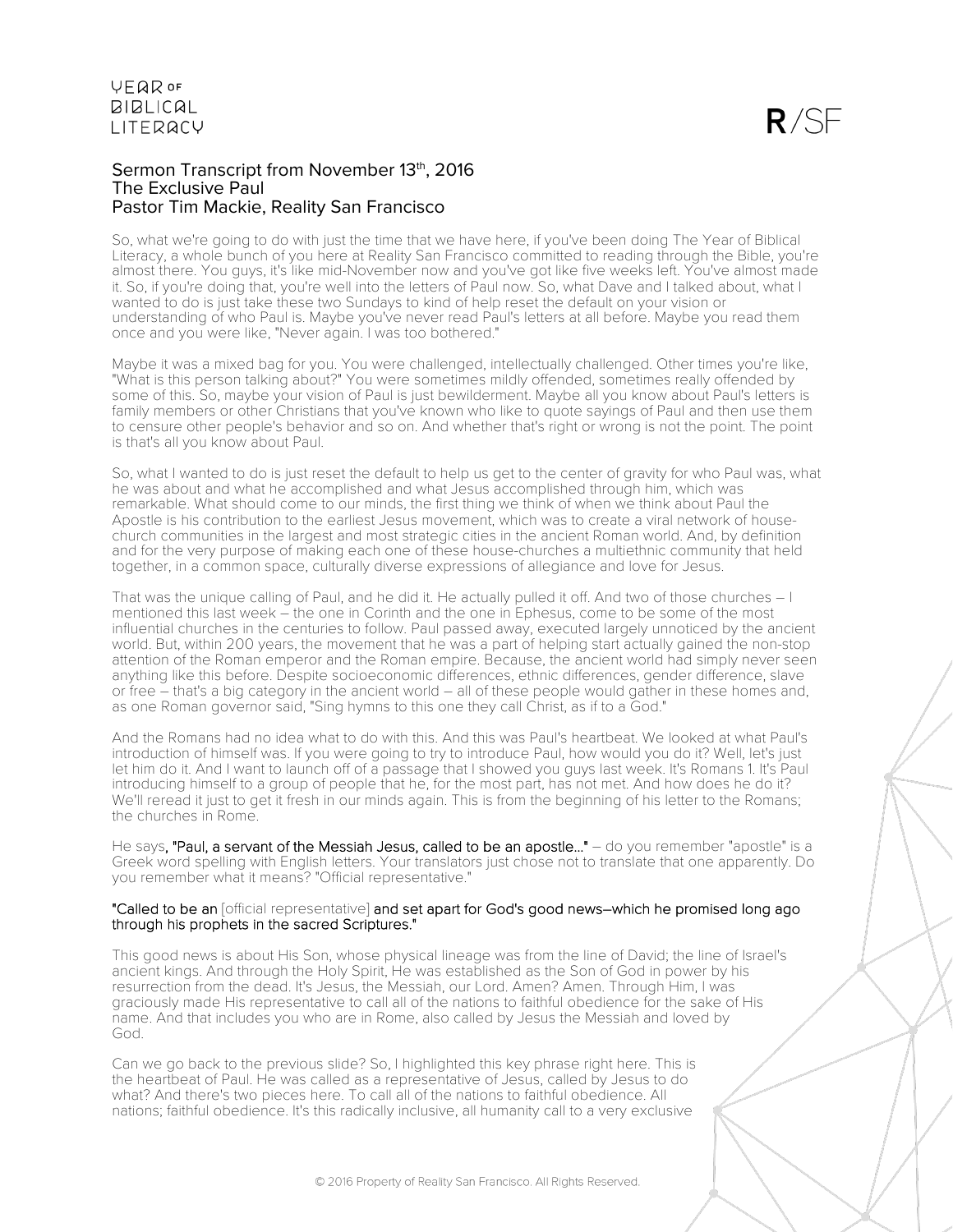## Sermon Transcript from November 13th, 2016
## The Exclusive Paul
## Pastor Tim Mackie, Reality San Francisco

So, what we're going to do with just the time that we have here, if you've been doing The Year of Biblical Literacy, a whole bunch of you here at Reality San Francisco committed to reading through the Bible, you're almost there. You guys, it's like mid-November now and you've got like five weeks left. You've almost made it. So, if you're doing that, you're well into the letters of Paul now. So, what Dave and I talked about, what I wanted to do is just take these two Sundays to kind of help reset the default on your vision or understanding of who Paul is. Maybe you've never read Paul's letters at all before. Maybe you read them once and you were like, "Never again. I was too bothered."

Maybe it was a mixed bag for you. You were challenged, intellectually challenged. Other times you're like, "What is this person talking about?" You were sometimes mildly offended, sometimes really offended by some of this. So, maybe your vision of Paul is just bewilderment. Maybe all you know about Paul's letters is family members or other Christians that you've known who like to quote sayings of Paul and then use them to censure other people's behavior and so on. And whether that's right or wrong is not the point. The point is that's all you know about Paul.

So, what I wanted to do is just reset the default to help us get to the center of gravity for who Paul was, what he was about and what he accomplished and what Jesus accomplished through him, which was remarkable. What should come to our minds, the first thing we think of when we think about Paul the Apostle is his contribution to the earliest Jesus movement, which was to create a viral network of house-church communities in the largest and most strategic cities in the ancient Roman world. And, by definition and for the very purpose of making each one of these house-churches a multiethnic community that held together, in a common space, culturally diverse expressions of allegiance and love for Jesus.

That was the unique calling of Paul, and he did it. He actually pulled it off. And two of those churches – I mentioned this last week – the one in Corinth and the one in Ephesus, come to be some of the most influential churches in the centuries to follow. Paul passed away, executed largely unnoticed by the ancient world. But, within 200 years, the movement that he was a part of helping start actually gained the non-stop attention of the Roman emperor and the Roman empire. Because, the ancient world had simply never seen anything like this before. Despite socioeconomic differences, ethnic differences, gender difference, slave or free – that's a big category in the ancient world – all of these people would gather in these homes and, as one Roman governor said, "Sing hymns to this one they call Christ, as if to a God."

And the Romans had no idea what to do with this. And this was Paul's heartbeat. We looked at what Paul's introduction of himself was. If you were going to try to introduce Paul, how would you do it? Well, let's just let him do it. And I want to launch off of a passage that I showed you guys last week. It's Romans 1. It's Paul introducing himself to a group of people that he, for the most part, has not met. And how does he do it? We'll reread it just to get it fresh in our minds again. This is from the beginning of his letter to the Romans; the churches in Rome.

He says, **"Paul, a servant of the Messiah Jesus, called to be an apostle..."** – do you remember "apostle" is a Greek word spelling with English letters. Your translators just chose not to translate that one apparently. Do you remember what it means? "Official representative."

**"Called to be an** [official representative] **and set apart for God's good news–which he promised long ago through his prophets in the sacred Scriptures."**

This good news is about His Son, whose physical lineage was from the line of David; the line of Israel's ancient kings. And through the Holy Spirit, He was established as the Son of God in power by his resurrection from the dead. It's Jesus, the Messiah, our Lord. Amen? Amen. Through Him, I was graciously made His representative to call all of the nations to faithful obedience for the sake of His name. And that includes you who are in Rome, also called by Jesus the Messiah and loved by God.

Can we go back to the previous slide? So, I highlighted this key phrase right here. This is the heartbeat of Paul. He was called as a representative of Jesus, called by Jesus to do what? And there's two pieces here. To call all of the nations to faithful obedience. All nations; faithful obedience. It's this radically inclusive, all humanity call to a very exclusive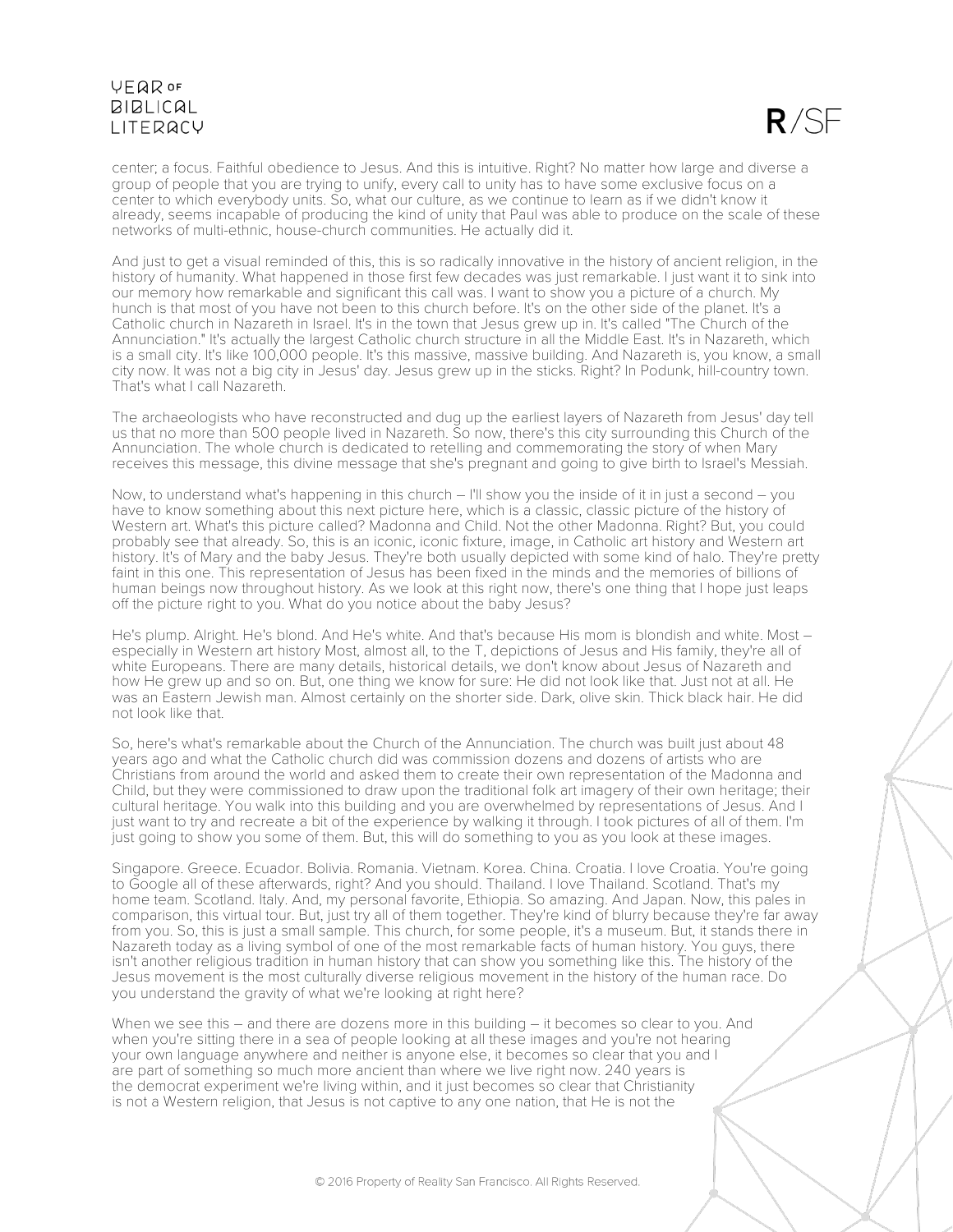center; a focus. Faithful obedience to Jesus. And this is intuitive. Right? No matter how large and diverse a group of people that you are trying to unify, every call to unity has to have some exclusive focus on a center to which everybody units. So, what our culture, as we continue to learn as if we didn't know it already, seems incapable of producing the kind of unity that Paul was able to produce on the scale of these networks of multi-ethnic, house-church communities. He actually did it.

And just to get a visual reminded of this, this is so radically innovative in the history of ancient religion, in the history of humanity. What happened in those first few decades was just remarkable. I just want it to sink into our memory how remarkable and significant this call was. I want to show you a picture of a church. My hunch is that most of you have not been to this church before. It's on the other side of the planet. It's a Catholic church in Nazareth in Israel. It's in the town that Jesus grew up in. It's called "The Church of the Annunciation." It's actually the largest Catholic church structure in all the Middle East. It's in Nazareth, which is a small city. It's like 100,000 people. It's this massive, massive building. And Nazareth is, you know, a small city now. It was not a big city in Jesus' day. Jesus grew up in the sticks. Right? In Podunk, hill-country town. That's what I call Nazareth.

The archaeologists who have reconstructed and dug up the earliest layers of Nazareth from Jesus' day tell us that no more than 500 people lived in Nazareth. So now, there's this city surrounding this Church of the Annunciation. The whole church is dedicated to retelling and commemorating the story of when Mary receives this message, this divine message that she's pregnant and going to give birth to Israel's Messiah.

Now, to understand what's happening in this church – I'll show you the inside of it in just a second – you have to know something about this next picture here, which is a classic, classic picture of the history of Western art. What's this picture called? Madonna and Child. Not the other Madonna. Right? But, you could probably see that already. So, this is an iconic, iconic fixture, image, in Catholic art history and Western art history. It's of Mary and the baby Jesus. They're both usually depicted with some kind of halo. They're pretty faint in this one. This representation of Jesus has been fixed in the minds and the memories of billions of human beings now throughout history. As we look at this right now, there's one thing that I hope just leaps off the picture right to you. What do you notice about the baby Jesus?

He's plump. Alright. He's blond. And He's white. And that's because His mom is blondish and white. Most – especially in Western art history Most, almost all, to the T, depictions of Jesus and His family, they're all of white Europeans. There are many details, historical details, we don't know about Jesus of Nazareth and how He grew up and so on. But, one thing we know for sure: He did not look like that. Just not at all. He was an Eastern Jewish man. Almost certainly on the shorter side. Dark, olive skin. Thick black hair. He did not look like that.

So, here's what's remarkable about the Church of the Annunciation. The church was built just about 48 years ago and what the Catholic church did was commission dozens and dozens of artists who are Christians from around the world and asked them to create their own representation of the Madonna and Child, but they were commissioned to draw upon the traditional folk art imagery of their own heritage; their cultural heritage. You walk into this building and you are overwhelmed by representations of Jesus. And I just want to try and recreate a bit of the experience by walking it through. I took pictures of all of them. I'm just going to show you some of them. But, this will do something to you as you look at these images.

Singapore. Greece. Ecuador. Bolivia. Romania. Vietnam. Korea. China. Croatia. I love Croatia. You're going to Google all of these afterwards, right? And you should. Thailand. I love Thailand. Scotland. That's my home team. Scotland. Italy. And, my personal favorite, Ethiopia. So amazing. And Japan. Now, this pales in comparison, this virtual tour. But, just try all of them together. They're kind of blurry because they're far away from you. So, this is just a small sample. This church, for some people, it's a museum. But, it stands there in Nazareth today as a living symbol of one of the most remarkable facts of human history. You guys, there isn't another religious tradition in human history that can show you something like this. The history of the Jesus movement is the most culturally diverse religious movement in the history of the human race. Do you understand the gravity of what we're looking at right here?

When we see this – and there are dozens more in this building – it becomes so clear to you. And when you're sitting there in a sea of people looking at all these images and you're not hearing your own language anywhere and neither is anyone else, it becomes so clear that you and I are part of something so much more ancient than where we live right now. 240 years is the democrat experiment we're living within, and it just becomes so clear that Christianity is not a Western religion, that Jesus is not captive to any one nation, that He is not the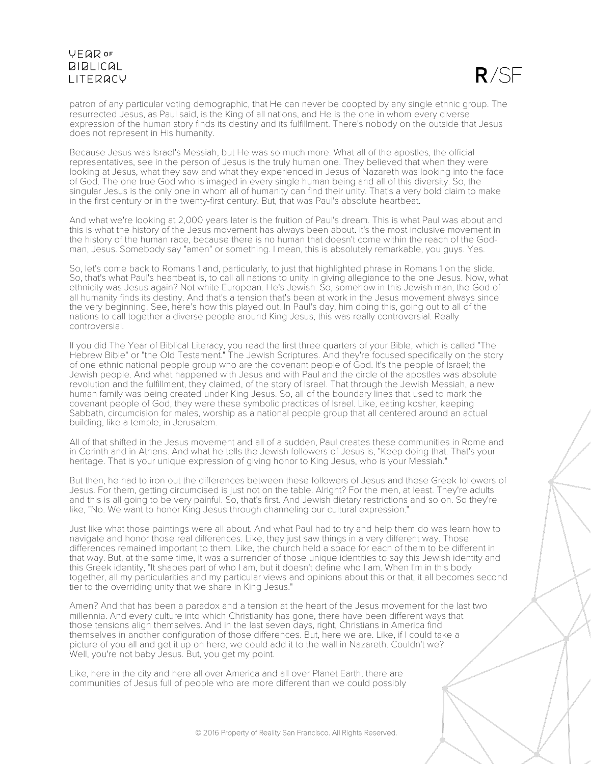patron of any particular voting demographic, that He can never be coopted by any single ethnic group. The resurrected Jesus, as Paul said, is the King of all nations, and He is the one in whom every diverse expression of the human story finds its destiny and its fulfillment. There's nobody on the outside that Jesus does not represent in His humanity.

Because Jesus was Israel's Messiah, but He was so much more. What all of the apostles, the official representatives, see in the person of Jesus is the truly human one. They believed that when they were looking at Jesus, what they saw and what they experienced in Jesus of Nazareth was looking into the face of God. The one true God who is imaged in every single human being and all of this diversity. So, the singular Jesus is the only one in whom all of humanity can find their unity. That's a very bold claim to make in the first century or in the twenty-first century. But, that was Paul's absolute heartbeat.

And what we're looking at 2,000 years later is the fruition of Paul's dream. This is what Paul was about and this is what the history of the Jesus movement has always been about. It's the most inclusive movement in the history of the human race, because there is no human that doesn't come within the reach of the God-man, Jesus. Somebody say "amen" or something. I mean, this is absolutely remarkable, you guys. Yes.

So, let's come back to Romans 1 and, particularly, to just that highlighted phrase in Romans 1 on the slide. So, that's what Paul's heartbeat is, to call all nations to unity in giving allegiance to the one Jesus. Now, what ethnicity was Jesus again? Not white European. He's Jewish. So, somehow in this Jewish man, the God of all humanity finds its destiny. And that's a tension that's been at work in the Jesus movement always since the very beginning. See, here's how this played out. In Paul's day, him doing this, going out to all of the nations to call together a diverse people around King Jesus, this was really controversial. Really controversial.

If you did The Year of Biblical Literacy, you read the first three quarters of your Bible, which is called "The Hebrew Bible" or "the Old Testament." The Jewish Scriptures. And they're focused specifically on the story of one ethnic national people group who are the covenant people of God. It's the people of Israel; the Jewish people. And what happened with Jesus and with Paul and the circle of the apostles was absolute revolution and the fulfillment, they claimed, of the story of Israel. That through the Jewish Messiah, a new human family was being created under King Jesus. So, all of the boundary lines that used to mark the covenant people of God, they were these symbolic practices of Israel. Like, eating kosher, keeping Sabbath, circumcision for males, worship as a national people group that all centered around an actual building, like a temple, in Jerusalem.

All of that shifted in the Jesus movement and all of a sudden, Paul creates these communities in Rome and in Corinth and in Athens. And what he tells the Jewish followers of Jesus is, "Keep doing that. That's your heritage. That is your unique expression of giving honor to King Jesus, who is your Messiah."

But then, he had to iron out the differences between these followers of Jesus and these Greek followers of Jesus. For them, getting circumcised is just not on the table. Alright? For the men, at least. They're adults and this is all going to be very painful. So, that's first. And Jewish dietary restrictions and so on. So they're like, "No. We want to honor King Jesus through channeling our cultural expression."

Just like what those paintings were all about. And what Paul had to try and help them do was learn how to navigate and honor those real differences. Like, they just saw things in a very different way. Those differences remained important to them. Like, the church held a space for each of them to be different in that way. But, at the same time, it was a surrender of those unique identities to say this Jewish identity and this Greek identity, "It shapes part of who I am, but it doesn't define who I am. When I'm in this body together, all my particularities and my particular views and opinions about this or that, it all becomes second tier to the overriding unity that we share in King Jesus."

Amen? And that has been a paradox and a tension at the heart of the Jesus movement for the last two millennia. And every culture into which Christianity has gone, there have been different ways that those tensions align themselves. And in the last seven days, right, Christians in America find themselves in another configuration of those differences. But, here we are. Like, if I could take a picture of you all and get it up on here, we could add it to the wall in Nazareth. Couldn't we? Well, you're not baby Jesus. But, you get my point.

Like, here in the city and here all over America and all over Planet Earth, there are communities of Jesus full of people who are more different than we could possibly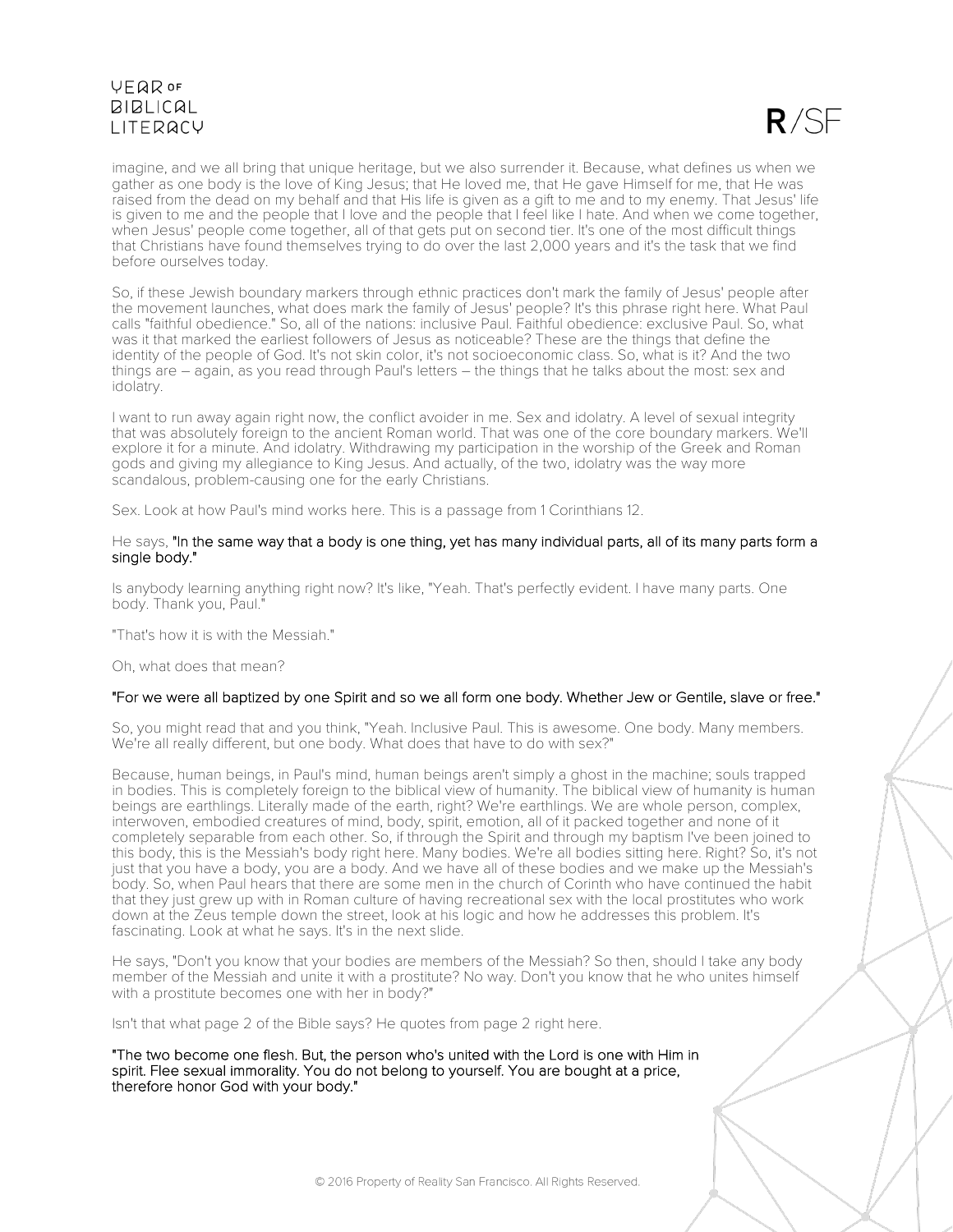imagine, and we all bring that unique heritage, but we also surrender it. Because, what defines us when we gather as one body is the love of King Jesus; that He loved me, that He gave Himself for me, that He was raised from the dead on my behalf and that His life is given as a gift to me and to my enemy. That Jesus' life is given to me and the people that I love and the people that I feel like I hate. And when we come together, when Jesus' people come together, all of that gets put on second tier. It's one of the most difficult things that Christians have found themselves trying to do over the last 2,000 years and it's the task that we find before ourselves today.

So, if these Jewish boundary markers through ethnic practices don't mark the family of Jesus' people after the movement launches, what does mark the family of Jesus' people? It's this phrase right here. What Paul calls "faithful obedience." So, all of the nations: inclusive Paul. Faithful obedience: exclusive Paul. So, what was it that marked the earliest followers of Jesus as noticeable? These are the things that define the identity of the people of God. It's not skin color, it's not socioeconomic class. So, what is it? And the two things are – again, as you read through Paul's letters – the things that he talks about the most: sex and idolatry.

I want to run away again right now, the conflict avoider in me. Sex and idolatry. A level of sexual integrity that was absolutely foreign to the ancient Roman world. That was one of the core boundary markers. We'll explore it for a minute. And idolatry. Withdrawing my participation in the worship of the Greek and Roman gods and giving my allegiance to King Jesus. And actually, of the two, idolatry was the way more scandalous, problem-causing one for the early Christians.

Sex. Look at how Paul's mind works here. This is a passage from 1 Corinthians 12.

He says, **"In the same way that a body is one thing, yet has many individual parts, all of its many parts form a single body."**

Is anybody learning anything right now? It's like, "Yeah. That's perfectly evident. I have many parts. One body. Thank you, Paul."

"That's how it is with the Messiah."

Oh, what does that mean?

**"For we were all baptized by one Spirit and so we all form one body. Whether Jew or Gentile, slave or free."**

So, you might read that and you think, "Yeah. Inclusive Paul. This is awesome. One body. Many members. We're all really different, but one body. What does that have to do with sex?"

Because, human beings, in Paul's mind, human beings aren't simply a ghost in the machine; souls trapped in bodies. This is completely foreign to the biblical view of humanity. The biblical view of humanity is human beings are earthlings. Literally made of the earth, right? We're earthlings. We are whole person, complex, interwoven, embodied creatures of mind, body, spirit, emotion, all of it packed together and none of it completely separable from each other. So, if through the Spirit and through my baptism I've been joined to this body, this is the Messiah's body right here. Many bodies. We're all bodies sitting here. Right? So, it's not just that you have a body, you are a body. And we have all of these bodies and we make up the Messiah's body. So, when Paul hears that there are some men in the church of Corinth who have continued the habit that they just grew up with in Roman culture of having recreational sex with the local prostitutes who work down at the Zeus temple down the street, look at his logic and how he addresses this problem. It's fascinating. Look at what he says. It's in the next slide.

He says, "Don't you know that your bodies are members of the Messiah? So then, should I take any body member of the Messiah and unite it with a prostitute? No way. Don't you know that he who unites himself with a prostitute becomes one with her in body?"

Isn't that what page 2 of the Bible says? He quotes from page 2 right here.

**"The two become one flesh. But, the person who's united with the Lord is one with Him in spirit. Flee sexual immorality. You do not belong to yourself. You are bought at a price, therefore honor God with your body."**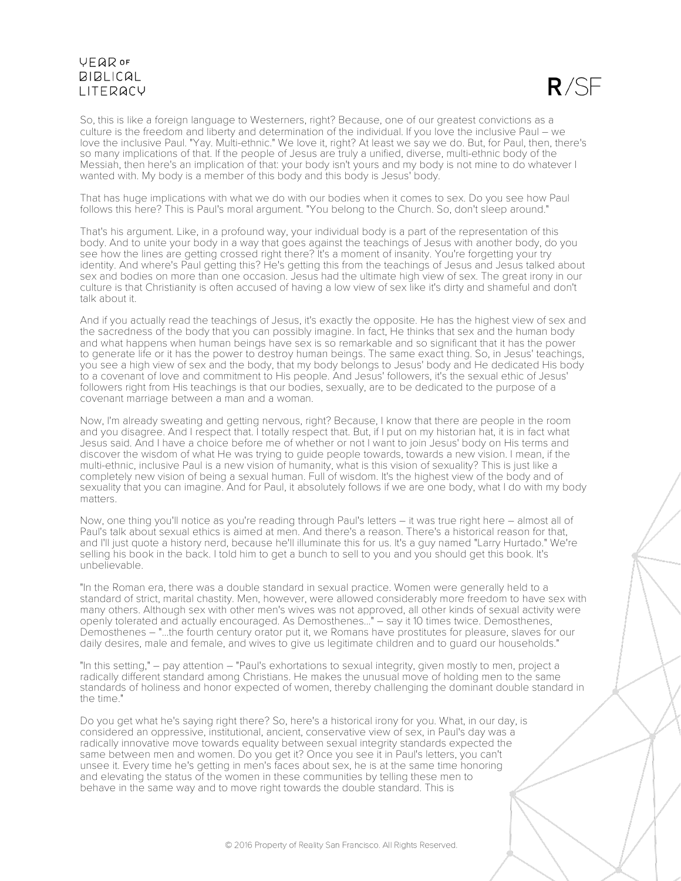So, this is like a foreign language to Westerners, right? Because, one of our greatest convictions as a culture is the freedom and liberty and determination of the individual. If you love the inclusive Paul – we love the inclusive Paul. "Yay. Multi-ethnic." We love it, right? At least we say we do. But, for Paul, then, there's so many implications of that. If the people of Jesus are truly a unified, diverse, multi-ethnic body of the Messiah, then here's an implication of that: your body isn't yours and my body is not mine to do whatever I wanted with. My body is a member of this body and this body is Jesus' body.

That has huge implications with what we do with our bodies when it comes to sex. Do you see how Paul follows this here? This is Paul's moral argument. "You belong to the Church. So, don't sleep around."

That's his argument. Like, in a profound way, your individual body is a part of the representation of this body. And to unite your body in a way that goes against the teachings of Jesus with another body, do you see how the lines are getting crossed right there? It's a moment of insanity. You're forgetting your try identity. And where's Paul getting this? He's getting this from the teachings of Jesus and Jesus talked about sex and bodies on more than one occasion. Jesus had the ultimate high view of sex. The great irony in our culture is that Christianity is often accused of having a low view of sex like it's dirty and shameful and don't talk about it.

And if you actually read the teachings of Jesus, it's exactly the opposite. He has the highest view of sex and the sacredness of the body that you can possibly imagine. In fact, He thinks that sex and the human body and what happens when human beings have sex is so remarkable and so significant that it has the power to generate life or it has the power to destroy human beings. The same exact thing. So, in Jesus' teachings, you see a high view of sex and the body, that my body belongs to Jesus' body and He dedicated His body to a covenant of love and commitment to His people. And Jesus' followers, it's the sexual ethic of Jesus' followers right from His teachings is that our bodies, sexually, are to be dedicated to the purpose of a covenant marriage between a man and a woman.

Now, I'm already sweating and getting nervous, right? Because, I know that there are people in the room and you disagree. And I respect that. I totally respect that. But, if I put on my historian hat, it is in fact what Jesus said. And I have a choice before me of whether or not I want to join Jesus' body on His terms and discover the wisdom of what He was trying to guide people towards, towards a new vision. I mean, if the multi-ethnic, inclusive Paul is a new vision of humanity, what is this vision of sexuality? This is just like a completely new vision of being a sexual human. Full of wisdom. It's the highest view of the body and of sexuality that you can imagine. And for Paul, it absolutely follows if we are one body, what I do with my body matters.

Now, one thing you'll notice as you're reading through Paul's letters – it was true right here – almost all of Paul's talk about sexual ethics is aimed at men. And there's a reason. There's a historical reason for that, and I'll just quote a history nerd, because he'll illuminate this for us. It's a guy named "Larry Hurtado." We're selling his book in the back. I told him to get a bunch to sell to you and you should get this book. It's unbelievable.

"In the Roman era, there was a double standard in sexual practice. Women were generally held to a standard of strict, marital chastity. Men, however, were allowed considerably more freedom to have sex with many others. Although sex with other men's wives was not approved, all other kinds of sexual activity were openly tolerated and actually encouraged. As Demosthenes..." – say it 10 times twice. Demosthenes, Demosthenes – "...the fourth century orator put it, we Romans have prostitutes for pleasure, slaves for our daily desires, male and female, and wives to give us legitimate children and to guard our households."

"In this setting," – pay attention – "Paul's exhortations to sexual integrity, given mostly to men, project a radically different standard among Christians. He makes the unusual move of holding men to the same standards of holiness and honor expected of women, thereby challenging the dominant double standard in the time."

Do you get what he's saying right there? So, here's a historical irony for you. What, in our day, is considered an oppressive, institutional, ancient, conservative view of sex, in Paul's day was a radically innovative move towards equality between sexual integrity standards expected the same between men and women. Do you get it? Once you see it in Paul's letters, you can't unsee it. Every time he's getting in men's faces about sex, he is at the same time honoring and elevating the status of the women in these communities by telling these men to behave in the same way and to move right towards the double standard. This is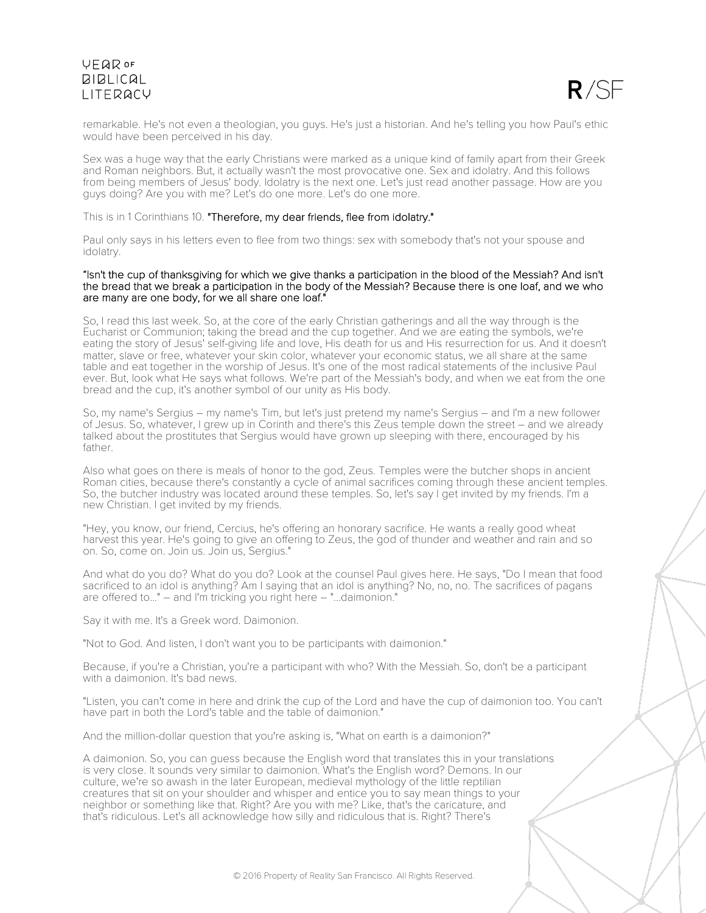remarkable. He's not even a theologian, you guys. He's just a historian. And he's telling you how Paul's ethic would have been perceived in his day.

Sex was a huge way that the early Christians were marked as a unique kind of family apart from their Greek and Roman neighbors. But, it actually wasn't the most provocative one. Sex and idolatry. And this follows from being members of Jesus' body. Idolatry is the next one. Let's just read another passage. How are you guys doing? Are you with me? Let's do one more. Let's do one more.

This is in 1 Corinthians 10. **"Therefore, my dear friends, flee from idolatry."**

Paul only says in his letters even to flee from two things: sex with somebody that's not your spouse and idolatry.

**"Isn't the cup of thanksgiving for which we give thanks a participation in the blood of the Messiah? And isn't the bread that we break a participation in the body of the Messiah? Because there is one loaf, and we who are many are one body, for we all share one loaf."**

So, I read this last week. So, at the core of the early Christian gatherings and all the way through is the Eucharist or Communion; taking the bread and the cup together. And we are eating the symbols, we're eating the story of Jesus' self-giving life and love, His death for us and His resurrection for us. And it doesn't matter, slave or free, whatever your skin color, whatever your economic status, we all share at the same table and eat together in the worship of Jesus. It's one of the most radical statements of the inclusive Paul ever. But, look what He says what follows. We're part of the Messiah's body, and when we eat from the one bread and the cup, it's another symbol of our unity as His body.

So, my name's Sergius – my name's Tim, but let's just pretend my name's Sergius – and I'm a new follower of Jesus. So, whatever, I grew up in Corinth and there's this Zeus temple down the street – and we already talked about the prostitutes that Sergius would have grown up sleeping with there, encouraged by his father.

Also what goes on there is meals of honor to the god, Zeus. Temples were the butcher shops in ancient Roman cities, because there's constantly a cycle of animal sacrifices coming through these ancient temples. So, the butcher industry was located around these temples. So, let's say I get invited by my friends. I'm a new Christian. I get invited by my friends.

"Hey, you know, our friend, Cercius, he's offering an honorary sacrifice. He wants a really good wheat harvest this year. He's going to give an offering to Zeus, the god of thunder and weather and rain and so on. So, come on. Join us. Join us, Sergius."

And what do you do? What do you do? Look at the counsel Paul gives here. He says, "Do I mean that food sacrificed to an idol is anything? Am I saying that an idol is anything? No, no, no. The sacrifices of pagans are offered to…" – and I'm tricking you right here – "…daimonion."

Say it with me. It's a Greek word. Daimonion.

"Not to God. And listen, I don't want you to be participants with daimonion."

Because, if you're a Christian, you're a participant with who? With the Messiah. So, don't be a participant with a daimonion. It's bad news.

"Listen, you can't come in here and drink the cup of the Lord and have the cup of daimonion too. You can't have part in both the Lord's table and the table of daimonion."

And the million-dollar question that you're asking is, "What on earth is a daimonion?"

A daimonion. So, you can guess because the English word that translates this in your translations is very close. It sounds very similar to daimonion. What's the English word? Demons. In our culture, we're so awash in the later European, medieval mythology of the little reptilian creatures that sit on your shoulder and whisper and entice you to say mean things to your neighbor or something like that. Right? Are you with me? Like, that's the caricature, and that's ridiculous. Let's all acknowledge how silly and ridiculous that is. Right? There's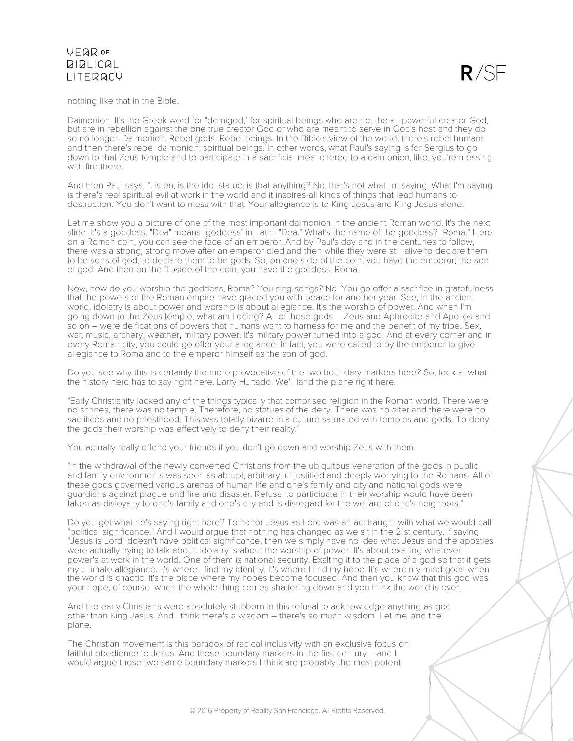nothing like that in the Bible.

Daimonion. It's the Greek word for "demigod," for spiritual beings who are not the all-powerful creator God, but are in rebellion against the one true creator God or who are meant to serve in God's host and they do so no longer. Daimonion. Rebel gods. Rebel beings. In the Bible's view of the world, there's rebel humans and then there's rebel daimonion; spiritual beings. In other words, what Paul's saying is for Sergius to go down to that Zeus temple and to participate in a sacrificial meal offered to a daimonion, like, you're messing with fire there.

And then Paul says, "Listen, is the idol statue, is that anything? No, that's not what I'm saying. What I'm saying is there's real spiritual evil at work in the world and it inspires all kinds of things that lead humans to destruction. You don't want to mess with that. Your allegiance is to King Jesus and King Jesus alone."

Let me show you a picture of one of the most important daimonion in the ancient Roman world. It's the next slide. It's a goddess. "Dea" means "goddess" in Latin. "Dea." What's the name of the goddess? "Roma." Here on a Roman coin, you can see the face of an emperor. And by Paul's day and in the centuries to follow, there was a strong, strong move after an emperor died and then while they were still alive to declare them to be sons of god; to declare them to be gods. So, on one side of the coin, you have the emperor; the son of god. And then on the flipside of the coin, you have the goddess, Roma.

Now, how do you worship the goddess, Roma? You sing songs? No. You go offer a sacrifice in gratefulness that the powers of the Roman empire have graced you with peace for another year. See, in the ancient world, idolatry is about power and worship is about allegiance. It's the worship of power. And when I'm going down to the Zeus temple, what am I doing? All of these gods – Zeus and Aphrodite and Apollos and so on – were deifications of powers that humans want to harness for me and the benefit of my tribe. Sex, war, music, archery, weather, military power. It's military power turned into a god. And at every corner and in every Roman city, you could go offer your allegiance. In fact, you were called to by the emperor to give allegiance to Roma and to the emperor himself as the son of god.

Do you see why this is certainly the more provocative of the two boundary markers here? So, look at what the history nerd has to say right here. Larry Hurtado. We'll land the plane right here.

"Early Christianity lacked any of the things typically that comprised religion in the Roman world. There were no shrines, there was no temple. Therefore, no statues of the deity. There was no alter and there were no sacrifices and no priesthood. This was totally bizarre in a culture saturated with temples and gods. To deny the gods their worship was effectively to deny their reality."

You actually really offend your friends if you don't go down and worship Zeus with them.

"In the withdrawal of the newly converted Christians from the ubiquitous veneration of the gods in public and family environments was seen as abrupt, arbitrary, unjustified and deeply worrying to the Romans. All of these gods governed various arenas of human life and one's family and city and national gods were guardians against plague and fire and disaster. Refusal to participate in their worship would have been taken as disloyalty to one's family and one's city and is disregard for the welfare of one's neighbors."

Do you get what he's saying right here? To honor Jesus as Lord was an act fraught with what we would call "political significance." And I would argue that nothing has changed as we sit in the 21st century. If saying "Jesus is Lord" doesn't have political significance, then we simply have no idea what Jesus and the apostles were actually trying to talk about. Idolatry is about the worship of power. It's about exalting whatever power's at work in the world. One of them is national security. Exalting it to the place of a god so that it gets my ultimate allegiance. It's where I find my identity. It's where I find my hope. It's where my mind goes when the world is chaotic. It's the place where my hopes become focused. And then you know that this god was your hope, of course, when the whole thing comes shattering down and you think the world is over.

And the early Christians were absolutely stubborn in this refusal to acknowledge anything as god other than King Jesus. And I think there's a wisdom – there's so much wisdom. Let me land the plane.

The Christian movement is this paradox of radical inclusivity with an exclusive focus on faithful obedience to Jesus. And those boundary markers in the first century – and I would argue those two same boundary markers I think are probably the most potent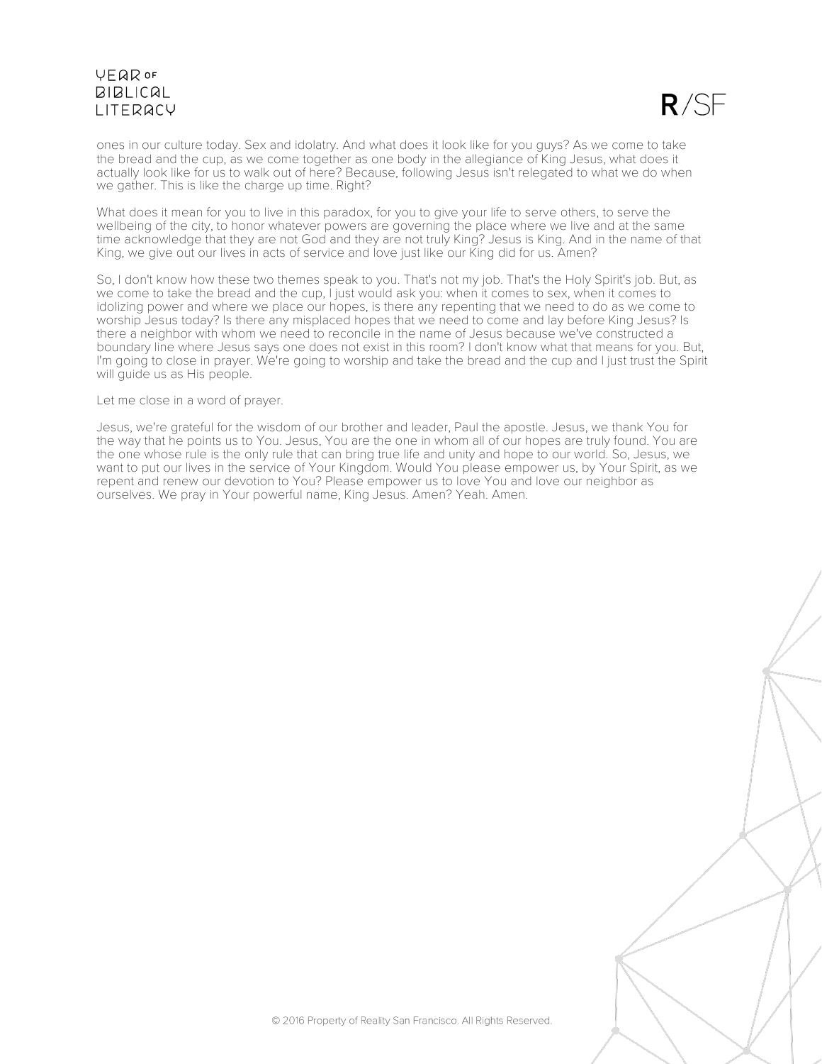ones in our culture today. Sex and idolatry. And what does it look like for you guys? As we come to take the bread and the cup, as we come together as one body in the allegiance of King Jesus, what does it actually look like for us to walk out of here? Because, following Jesus isn't relegated to what we do when we gather. This is like the charge up time. Right?

What does it mean for you to live in this paradox, for you to give your life to serve others, to serve the wellbeing of the city, to honor whatever powers are governing the place where we live and at the same time acknowledge that they are not God and they are not truly King? Jesus is King. And in the name of that King, we give out our lives in acts of service and love just like our King did for us. Amen?

So, I don't know how these two themes speak to you. That's not my job. That's the Holy Spirit's job. But, as we come to take the bread and the cup, I just would ask you: when it comes to sex, when it comes to idolizing power and where we place our hopes, is there any repenting that we need to do as we come to worship Jesus today? Is there any misplaced hopes that we need to come and lay before King Jesus? Is there a neighbor with whom we need to reconcile in the name of Jesus because we've constructed a boundary line where Jesus says one does not exist in this room? I don't know what that means for you. But, I'm going to close in prayer. We're going to worship and take the bread and the cup and I just trust the Spirit will guide us as His people.

Let me close in a word of prayer.

Jesus, we're grateful for the wisdom of our brother and leader, Paul the apostle. Jesus, we thank You for the way that he points us to You. Jesus, You are the one in whom all of our hopes are truly found. You are the one whose rule is the only rule that can bring true life and unity and hope to our world. So, Jesus, we want to put our lives in the service of Your Kingdom. Would You please empower us, by Your Spirit, as we repent and renew our devotion to You? Please empower us to love You and love our neighbor as ourselves. We pray in Your powerful name, King Jesus. Amen? Yeah. Amen.